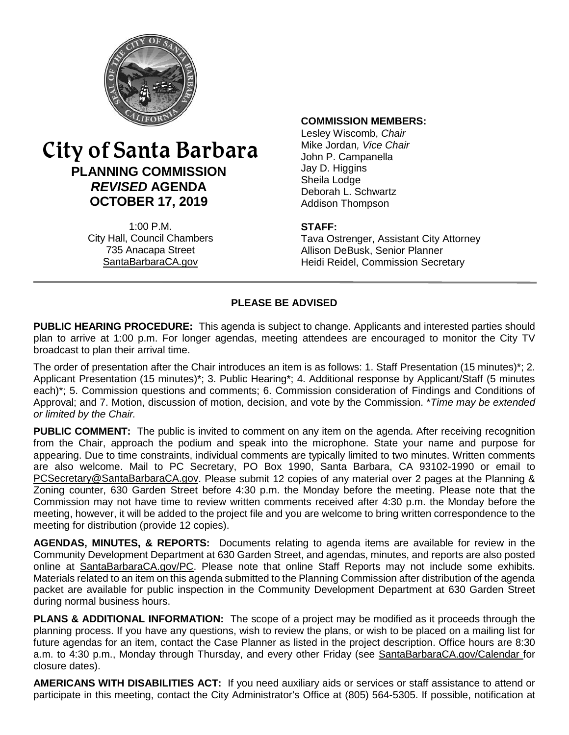# City of Santa Barbara

## PLANNING COMMISSION
## *REVISED* AGENDA
## OCTOBER 17, 2019

1:00 P.M.
City Hall, Council Chambers
735 Anacapa Street
SantaBarbaraCA.gov

**COMMISSION MEMBERS:**
Lesley Wiscomb, *Chair*
Mike Jordan*, Vice Chair*
John P. Campanella
Jay D. Higgins
Sheila Lodge
Deborah L. Schwartz
Addison Thompson

**STAFF:**
Tava Ostrenger, Assistant City Attorney
Allison DeBusk, Senior Planner
Heidi Reidel, Commission Secretary

**PLEASE BE ADVISED**

**PUBLIC HEARING PROCEDURE:** This agenda is subject to change. Applicants and interested parties should plan to arrive at 1:00 p.m. For longer agendas, meeting attendees are encouraged to monitor the City TV broadcast to plan their arrival time.

The order of presentation after the Chair introduces an item is as follows: 1. Staff Presentation (15 minutes)*; 2. Applicant Presentation (15 minutes)*; 3. Public Hearing*; 4. Additional response by Applicant/Staff (5 minutes each)*; 5. Commission questions and comments; 6. Commission consideration of Findings and Conditions of Approval; and 7. Motion, discussion of motion, decision, and vote by the Commission. **Time may be extended or limited by the Chair.*

**PUBLIC COMMENT:** The public is invited to comment on any item on the agenda. After receiving recognition from the Chair, approach the podium and speak into the microphone. State your name and purpose for appearing. Due to time constraints, individual comments are typically limited to two minutes. Written comments are also welcome. Mail to PC Secretary, PO Box 1990, Santa Barbara, CA 93102-1990 or email to PCSecretary@SantaBarbaraCA.gov. Please submit 12 copies of any material over 2 pages at the Planning & Zoning counter, 630 Garden Street before 4:30 p.m. the Monday before the meeting. Please note that the Commission may not have time to review written comments received after 4:30 p.m. the Monday before the meeting, however, it will be added to the project file and you are welcome to bring written correspondence to the meeting for distribution (provide 12 copies).

**AGENDAS, MINUTES, & REPORTS:** Documents relating to agenda items are available for review in the Community Development Department at 630 Garden Street, and agendas, minutes, and reports are also posted online at SantaBarbaraCA.gov/PC. Please note that online Staff Reports may not include some exhibits. Materials related to an item on this agenda submitted to the Planning Commission after distribution of the agenda packet are available for public inspection in the Community Development Department at 630 Garden Street during normal business hours.

**PLANS & ADDITIONAL INFORMATION:** The scope of a project may be modified as it proceeds through the planning process. If you have any questions, wish to review the plans, or wish to be placed on a mailing list for future agendas for an item, contact the Case Planner as listed in the project description. Office hours are 8:30 a.m. to 4:30 p.m., Monday through Thursday, and every other Friday (see SantaBarbaraCA.gov/Calendar for closure dates).

**AMERICANS WITH DISABILITIES ACT:** If you need auxiliary aids or services or staff assistance to attend or participate in this meeting, contact the City Administrator's Office at (805) 564-5305. If possible, notification at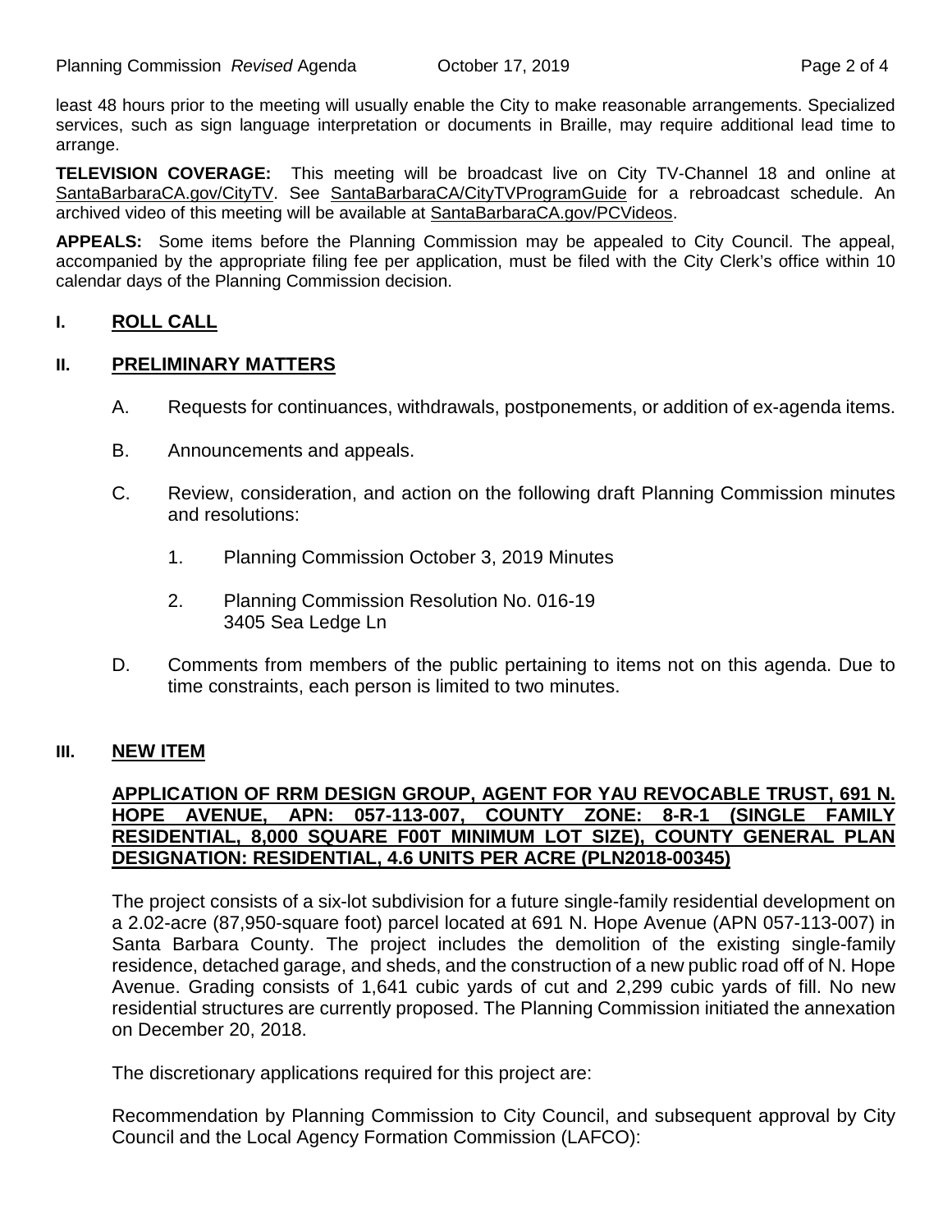least 48 hours prior to the meeting will usually enable the City to make reasonable arrangements. Specialized services, such as sign language interpretation or documents in Braille, may require additional lead time to arrange.

**TELEVISION COVERAGE:** This meeting will be broadcast live on City TV-Channel 18 and online at SantaBarbaraCA.gov/CityTV. See SantaBarbaraCA/CityTVProgramGuide for a rebroadcast schedule. An archived video of this meeting will be available at SantaBarbaraCA.gov/PCVideos.

**APPEALS:** Some items before the Planning Commission may be appealed to City Council. The appeal, accompanied by the appropriate filing fee per application, must be filed with the City Clerk's office within 10 calendar days of the Planning Commission decision.

## I. ROLL CALL

## II. PRELIMINARY MATTERS

A. Requests for continuances, withdrawals, postponements, or addition of ex-agenda items.

B. Announcements and appeals.

C. Review, consideration, and action on the following draft Planning Commission minutes and resolutions:

1. Planning Commission October 3, 2019 Minutes

2. Planning Commission Resolution No. 016-19
   3405 Sea Ledge Ln

D. Comments from members of the public pertaining to items not on this agenda. Due to time constraints, each person is limited to two minutes.

## III. NEW ITEM

**APPLICATION OF RRM DESIGN GROUP, AGENT FOR YAU REVOCABLE TRUST, 691 N. HOPE AVENUE, APN: 057-113-007, COUNTY ZONE: 8-R-1 (SINGLE FAMILY RESIDENTIAL, 8,000 SQUARE F00T MINIMUM LOT SIZE), COUNTY GENERAL PLAN DESIGNATION: RESIDENTIAL, 4.6 UNITS PER ACRE (PLN2018-00345)**

The project consists of a six-lot subdivision for a future single-family residential development on a 2.02-acre (87,950-square foot) parcel located at 691 N. Hope Avenue (APN 057-113-007) in Santa Barbara County. The project includes the demolition of the existing single-family residence, detached garage, and sheds, and the construction of a new public road off of N. Hope Avenue. Grading consists of 1,641 cubic yards of cut and 2,299 cubic yards of fill. No new residential structures are currently proposed. The Planning Commission initiated the annexation on December 20, 2018.

The discretionary applications required for this project are:

Recommendation by Planning Commission to City Council, and subsequent approval by City Council and the Local Agency Formation Commission (LAFCO):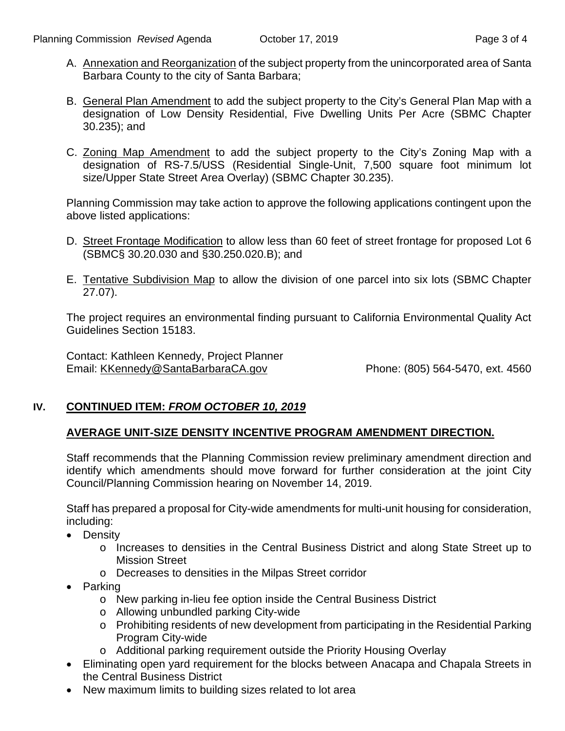A. Annexation and Reorganization of the subject property from the unincorporated area of Santa Barbara County to the city of Santa Barbara;

B. General Plan Amendment to add the subject property to the City's General Plan Map with a designation of Low Density Residential, Five Dwelling Units Per Acre (SBMC Chapter 30.235); and

C. Zoning Map Amendment to add the subject property to the City's Zoning Map with a designation of RS-7.5/USS (Residential Single-Unit, 7,500 square foot minimum lot size/Upper State Street Area Overlay) (SBMC Chapter 30.235).

Planning Commission may take action to approve the following applications contingent upon the above listed applications:

D. Street Frontage Modification to allow less than 60 feet of street frontage for proposed Lot 6 (SBMC§ 30.20.030 and §30.250.020.B); and

E. Tentative Subdivision Map to allow the division of one parcel into six lots (SBMC Chapter 27.07).

The project requires an environmental finding pursuant to California Environmental Quality Act Guidelines Section 15183.

Contact: Kathleen Kennedy, Project Planner
Email: KKennedy@SantaBarbaraCA.gov Phone: (805) 564-5470, ext. 4560

## IV. CONTINUED ITEM: *FROM OCTOBER 10, 2019*

### AVERAGE UNIT-SIZE DENSITY INCENTIVE PROGRAM AMENDMENT DIRECTION.

Staff recommends that the Planning Commission review preliminary amendment direction and identify which amendments should move forward for further consideration at the joint City Council/Planning Commission hearing on November 14, 2019.

Staff has prepared a proposal for City-wide amendments for multi-unit housing for consideration, including:

- Density
  - Increases to densities in the Central Business District and along State Street up to Mission Street
  - Decreases to densities in the Milpas Street corridor
- Parking
  - New parking in-lieu fee option inside the Central Business District
  - Allowing unbundled parking City-wide
  - Prohibiting residents of new development from participating in the Residential Parking Program City-wide
  - Additional parking requirement outside the Priority Housing Overlay
- Eliminating open yard requirement for the blocks between Anacapa and Chapala Streets in the Central Business District
- New maximum limits to building sizes related to lot area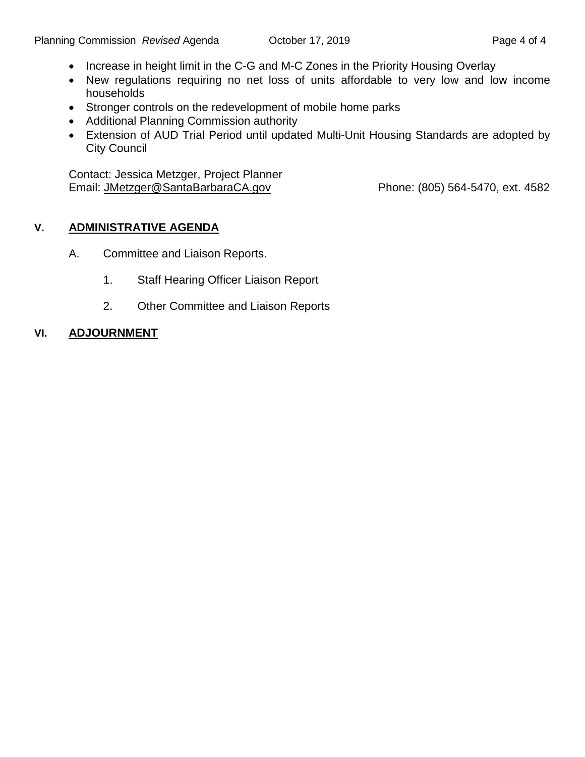- Increase in height limit in the C-G and M-C Zones in the Priority Housing Overlay
- New regulations requiring no net loss of units affordable to very low and low income households
- Stronger controls on the redevelopment of mobile home parks
- Additional Planning Commission authority
- Extension of AUD Trial Period until updated Multi-Unit Housing Standards are adopted by City Council

Contact: Jessica Metzger, Project Planner
Email: JMetzger@SantaBarbaraCA.gov Phone: (805) 564-5470, ext. 4582

## V. ADMINISTRATIVE AGENDA

A. Committee and Liaison Reports.

1. Staff Hearing Officer Liaison Report

2. Other Committee and Liaison Reports

## VI. ADJOURNMENT